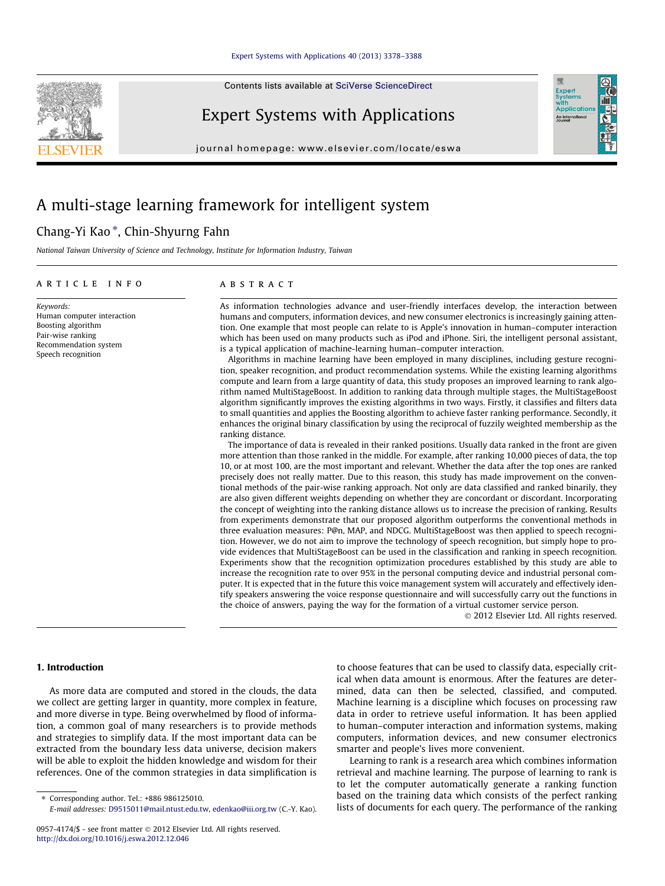# A multi-stage learning framework for intelligent system

Chang-Yi Kao *, Chin-Shyurng Fahn

*National Taiwan University of Science and Technology, Institute for Information Industry, Taiwan*

**ARTICLE INFO**

*Keywords:*
Human computer interaction
Boosting algorithm
Pair-wise ranking
Recommendation system
Speech recognition

**ABSTRACT**

As information technologies advance and user-friendly interfaces develop, the interaction between humans and computers, information devices, and new consumer electronics is increasingly gaining attention. One example that most people can relate to is Apple's innovation in human–computer interaction which has been used on many products such as iPod and iPhone. Siri, the intelligent personal assistant, is a typical application of machine-learning human–computer interaction.

Algorithms in machine learning have been employed in many disciplines, including gesture recognition, speaker recognition, and product recommendation systems. While the existing learning algorithms compute and learn from a large quantity of data, this study proposes an improved learning to rank algorithm named MultiStageBoost. In addition to ranking data through multiple stages, the MultiStageBoost algorithm significantly improves the existing algorithms in two ways. Firstly, it classifies and filters data to small quantities and applies the Boosting algorithm to achieve faster ranking performance. Secondly, it enhances the original binary classification by using the reciprocal of fuzzily weighted membership as the ranking distance.

The importance of data is revealed in their ranked positions. Usually data ranked in the front are given more attention than those ranked in the middle. For example, after ranking 10,000 pieces of data, the top 10, or at most 100, are the most important and relevant. Whether the data after the top ones are ranked precisely does not really matter. Due to this reason, this study has made improvement on the conventional methods of the pair-wise ranking approach. Not only are data classified and ranked binarily, they are also given different weights depending on whether they are concordant or discordant. Incorporating the concept of weighting into the ranking distance allows us to increase the precision of ranking. Results from experiments demonstrate that our proposed algorithm outperforms the conventional methods in three evaluation measures: P@n, MAP, and NDCG. MultiStageBoost was then applied to speech recognition. However, we do not aim to improve the technology of speech recognition, but simply hope to provide evidences that MultiStageBoost can be used in the classification and ranking in speech recognition. Experiments show that the recognition optimization procedures established by this study are able to increase the recognition rate to over 95% in the personal computing device and industrial personal computer. It is expected that in the future this voice management system will accurately and effectively identify speakers answering the voice response questionnaire and will successfully carry out the functions in the choice of answers, paving the way for the formation of a virtual customer service person.

© 2012 Elsevier Ltd. All rights reserved.

## 1. Introduction

As more data are computed and stored in the clouds, the data we collect are getting larger in quantity, more complex in feature, and more diverse in type. Being overwhelmed by flood of information, a common goal of many researchers is to provide methods and strategies to simplify data. If the most important data can be extracted from the boundary less data universe, decision makers will be able to exploit the hidden knowledge and wisdom for their references. One of the common strategies in data simplification is to choose features that can be used to classify data, especially critical when data amount is enormous. After the features are determined, data can then be selected, classified, and computed. Machine learning is a discipline which focuses on processing raw data in order to retrieve useful information. It has been applied to human–computer interaction and information systems, making computers, information devices, and new consumer electronics smarter and people's lives more convenient.

Learning to rank is a research area which combines information retrieval and machine learning. The purpose of learning to rank is to let the computer automatically generate a ranking function based on the training data which consists of the perfect ranking lists of documents for each query. The performance of the ranking

* Corresponding author. Tel.: +886 986125010.
*E-mail addresses:* D9515011@mail.ntust.edu.tw, edenkao@iii.org.tw (C.-Y. Kao).

0957-4174/$ - see front matter © 2012 Elsevier Ltd. All rights reserved.
http://dx.doi.org/10.1016/j.eswa.2012.12.046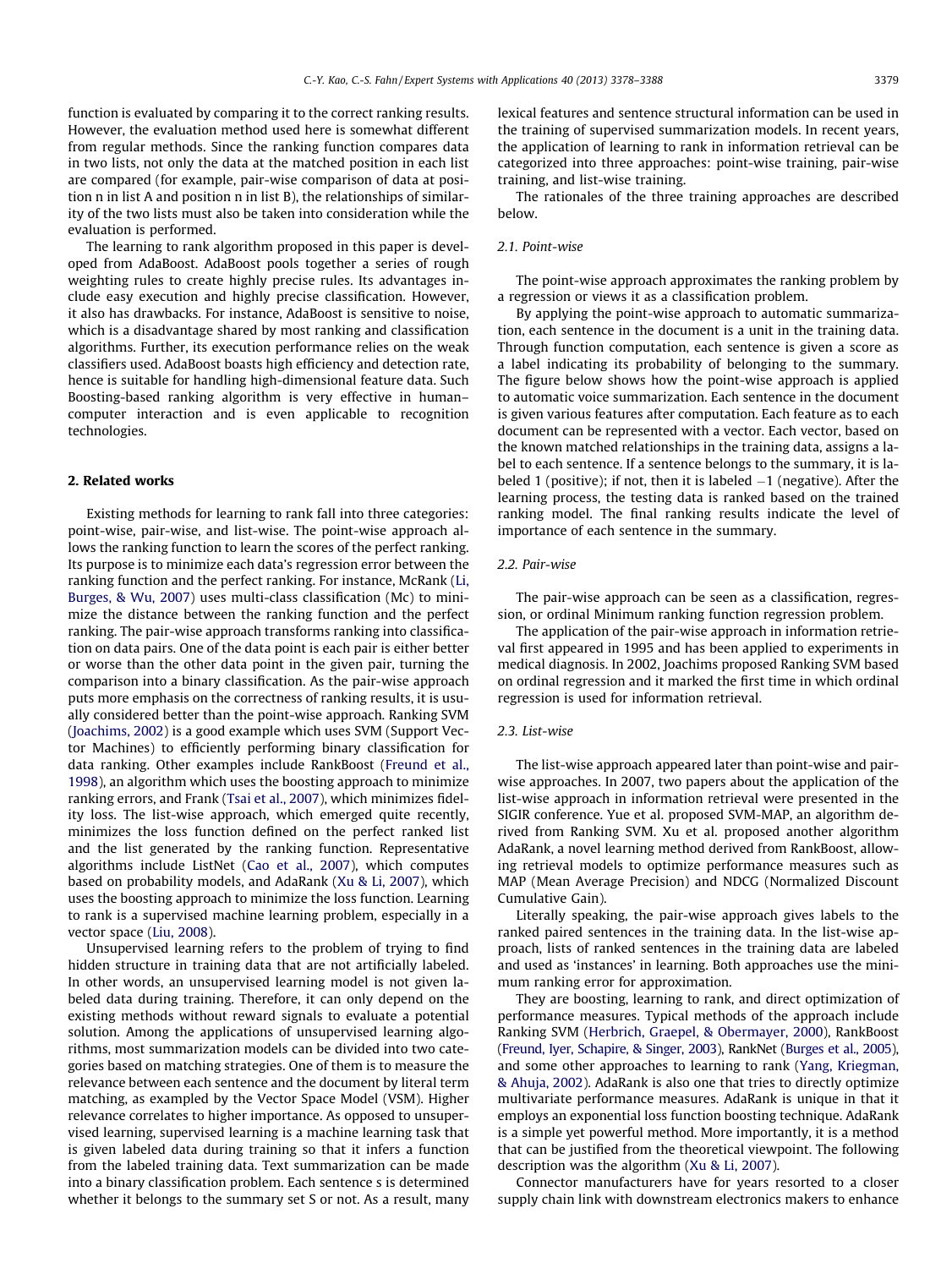function is evaluated by comparing it to the correct ranking results. However, the evaluation method used here is somewhat different from regular methods. Since the ranking function compares data in two lists, not only the data at the matched position in each list are compared (for example, pair-wise comparison of data at position n in list A and position n in list B), the relationships of similarity of the two lists must also be taken into consideration while the evaluation is performed.

The learning to rank algorithm proposed in this paper is developed from AdaBoost. AdaBoost pools together a series of rough weighting rules to create highly precise rules. Its advantages include easy execution and highly precise classification. However, it also has drawbacks. For instance, AdaBoost is sensitive to noise, which is a disadvantage shared by most ranking and classification algorithms. Further, its execution performance relies on the weak classifiers used. AdaBoost boasts high efficiency and detection rate, hence is suitable for handling high-dimensional feature data. Such Boosting-based ranking algorithm is very effective in human–computer interaction and is even applicable to recognition technologies.

## 2. Related works

Existing methods for learning to rank fall into three categories: point-wise, pair-wise, and list-wise. The point-wise approach allows the ranking function to learn the scores of the perfect ranking. Its purpose is to minimize each data's regression error between the ranking function and the perfect ranking. For instance, McRank (Li, Burges, & Wu, 2007) uses multi-class classification (Mc) to minimize the distance between the ranking function and the perfect ranking. The pair-wise approach transforms ranking into classification on data pairs. One of the data point is each pair is either better or worse than the other data point in the given pair, turning the comparison into a binary classification. As the pair-wise approach puts more emphasis on the correctness of ranking results, it is usually considered better than the point-wise approach. Ranking SVM (Joachims, 2002) is a good example which uses SVM (Support Vector Machines) to efficiently performing binary classification for data ranking. Other examples include RankBoost (Freund et al., 1998), an algorithm which uses the boosting approach to minimize ranking errors, and Frank (Tsai et al., 2007), which minimizes fidelity loss. The list-wise approach, which emerged quite recently, minimizes the loss function defined on the perfect ranked list and the list generated by the ranking function. Representative algorithms include ListNet (Cao et al., 2007), which computes based on probability models, and AdaRank (Xu & Li, 2007), which uses the boosting approach to minimize the loss function. Learning to rank is a supervised machine learning problem, especially in a vector space (Liu, 2008).

Unsupervised learning refers to the problem of trying to find hidden structure in training data that are not artificially labeled. In other words, an unsupervised learning model is not given labeled data during training. Therefore, it can only depend on the existing methods without reward signals to evaluate a potential solution. Among the applications of unsupervised learning algorithms, most summarization models can be divided into two categories based on matching strategies. One of them is to measure the relevance between each sentence and the document by literal term matching, as exampled by the Vector Space Model (VSM). Higher relevance correlates to higher importance. As opposed to unsupervised learning, supervised learning is a machine learning task that is given labeled data during training so that it infers a function from the labeled training data. Text summarization can be made into a binary classification problem. Each sentence s is determined whether it belongs to the summary set S or not. As a result, many lexical features and sentence structural information can be used in the training of supervised summarization models. In recent years, the application of learning to rank in information retrieval can be categorized into three approaches: point-wise training, pair-wise training, and list-wise training.

The rationales of the three training approaches are described below.

### 2.1. Point-wise

The point-wise approach approximates the ranking problem by a regression or views it as a classification problem.

By applying the point-wise approach to automatic summarization, each sentence in the document is a unit in the training data. Through function computation, each sentence is given a score as a label indicating its probability of belonging to the summary. The figure below shows how the point-wise approach is applied to automatic voice summarization. Each sentence in the document is given various features after computation. Each feature as to each document can be represented with a vector. Each vector, based on the known matched relationships in the training data, assigns a label to each sentence. If a sentence belongs to the summary, it is labeled 1 (positive); if not, then it is labeled $-1$ (negative). After the learning process, the testing data is ranked based on the trained ranking model. The final ranking results indicate the level of importance of each sentence in the summary.

### 2.2. Pair-wise

The pair-wise approach can be seen as a classification, regression, or ordinal Minimum ranking function regression problem.

The application of the pair-wise approach in information retrieval first appeared in 1995 and has been applied to experiments in medical diagnosis. In 2002, Joachims proposed Ranking SVM based on ordinal regression and it marked the first time in which ordinal regression is used for information retrieval.

### 2.3. List-wise

The list-wise approach appeared later than point-wise and pair-wise approaches. In 2007, two papers about the application of the list-wise approach in information retrieval were presented in the SIGIR conference. Yue et al. proposed SVM-MAP, an algorithm derived from Ranking SVM. Xu et al. proposed another algorithm AdaRank, a novel learning method derived from RankBoost, allowing retrieval models to optimize performance measures such as MAP (Mean Average Precision) and NDCG (Normalized Discount Cumulative Gain).

Literally speaking, the pair-wise approach gives labels to the ranked paired sentences in the training data. In the list-wise approach, lists of ranked sentences in the training data are labeled and used as 'instances' in learning. Both approaches use the minimum ranking error for approximation.

They are boosting, learning to rank, and direct optimization of performance measures. Typical methods of the approach include Ranking SVM (Herbrich, Graepel, & Obermayer, 2000), RankBoost (Freund, Iyer, Schapire, & Singer, 2003), RankNet (Burges et al., 2005), and some other approaches to learning to rank (Yang, Kriegman, & Ahuja, 2002). AdaRank is also one that tries to directly optimize multivariate performance measures. AdaRank is unique in that it employs an exponential loss function boosting technique. AdaRank is a simple yet powerful method. More importantly, it is a method that can be justified from the theoretical viewpoint. The following description was the algorithm (Xu & Li, 2007).

Connector manufacturers have for years resorted to a closer supply chain link with downstream electronics makers to enhance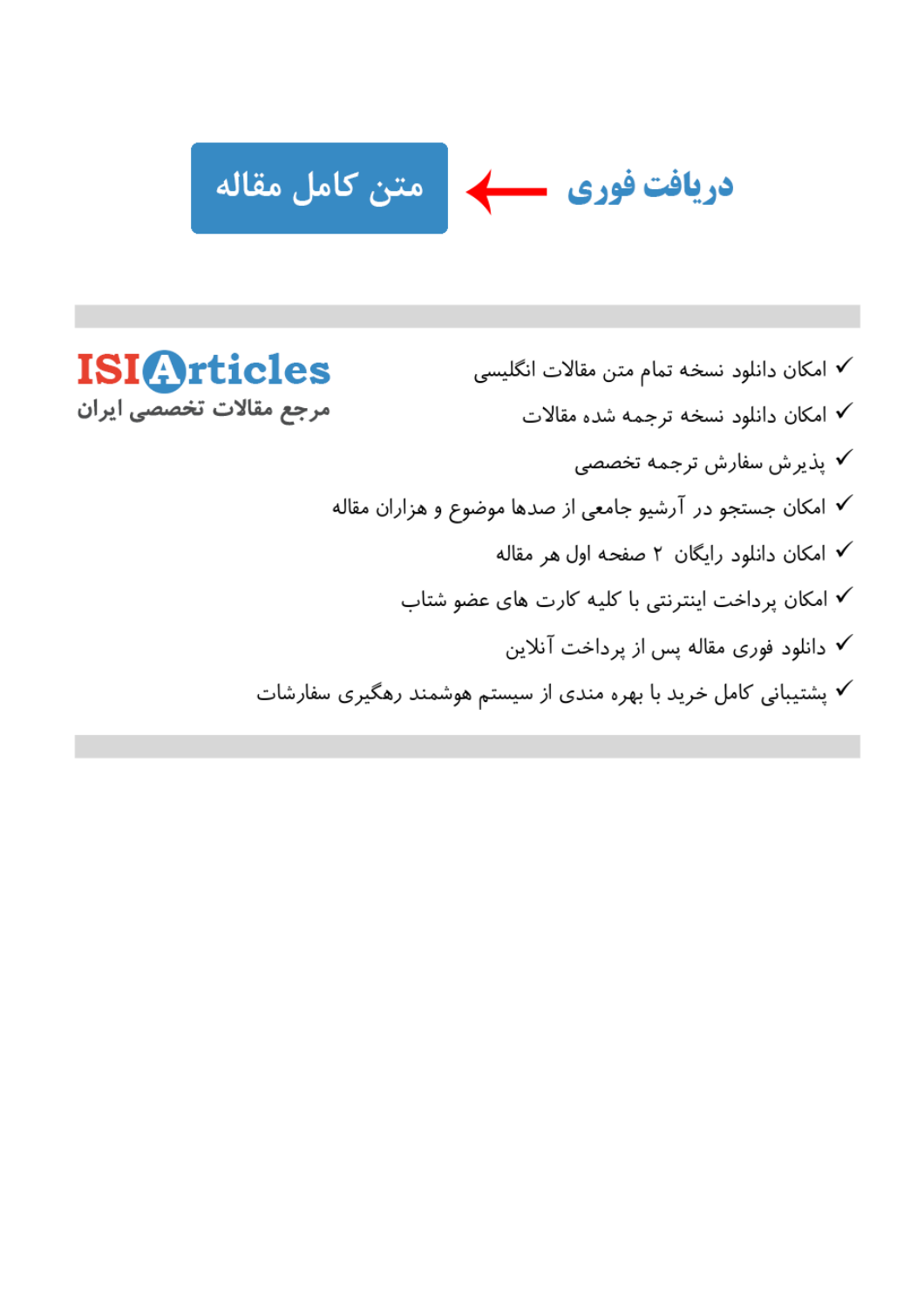دریافت فوری ← **متن کامل مقاله**

**ISIArticles**

مرجع مقالات تخصصی ایران

- ✓ امکان دانلود نسخه تمام متن مقالات انگلیسی
- ✓ امکان دانلود نسخه ترجمه شده مقالات
- ✓ پذیرش سفارش ترجمه تخصصی
- ✓ امکان جستجو در آرشیو جامعی از صدها موضوع و هزاران مقاله
- ✓ امکان دانلود رایگان ۲ صفحه اول هر مقاله
- ✓ امکان پرداخت اینترنتی با کلیه کارت های عضو شتاب
- ✓ دانلود فوری مقاله پس از پرداخت آنلاین
- ✓ پشتیبانی کامل خرید با بهره مندی از سیستم هوشمند رهگیری سفارشات